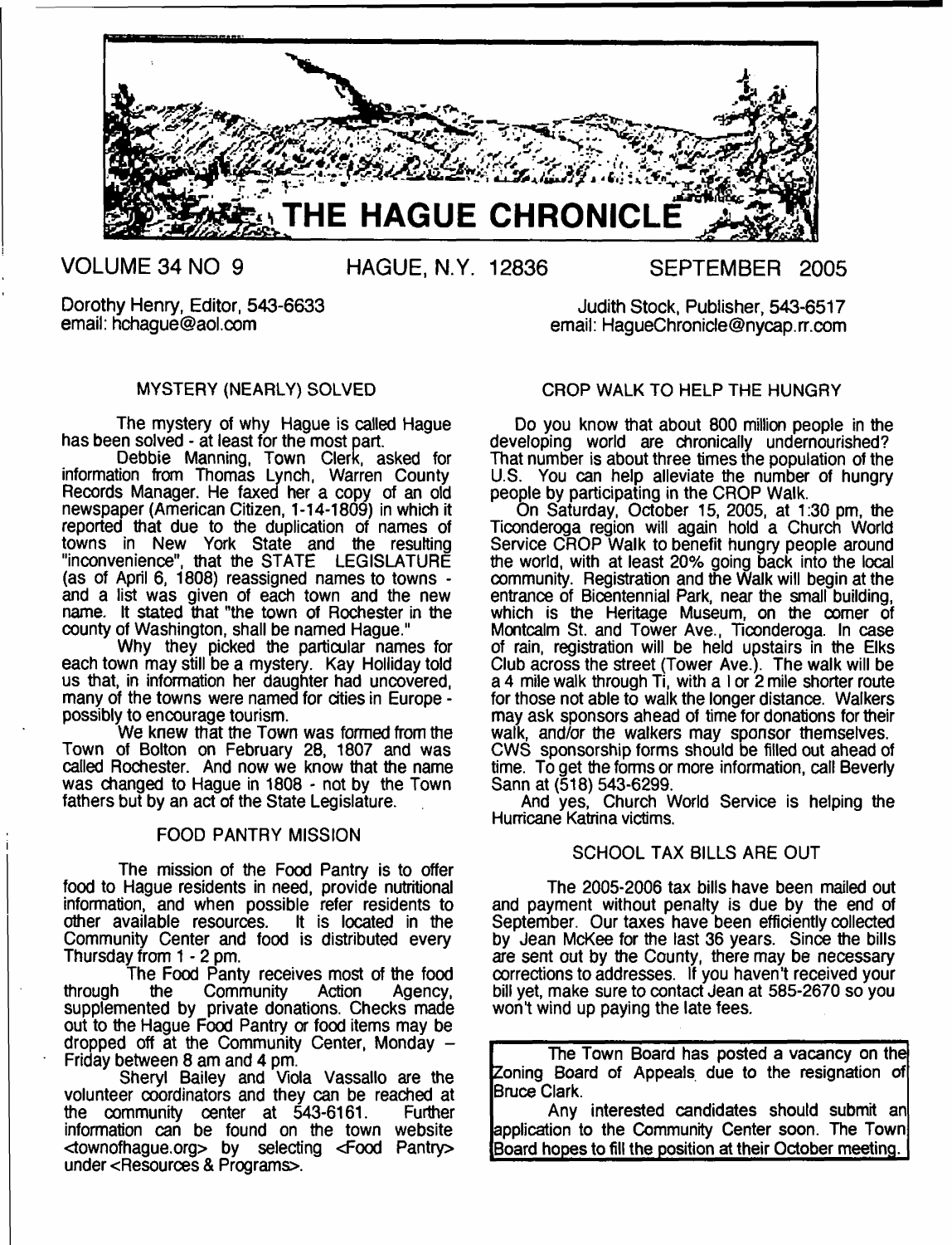# THE HAGUE CHRONICLE

VOLUME 34 NO 9 HAGUE, N.Y. 12836 SEPTEMBER 2005

Dorothy Henry, Editor, 543-6633
email: hchague@aol.com

Judith Stock, Publisher, 543-6517
email: HagueChronicle@nycap.rr.com

## MYSTERY (NEARLY) SOLVED

The mystery of why Hague is called Hague has been solved - at least for the most part.

Debbie Manning, Town Clerk, asked for information from Thomas Lynch, Warren County Records Manager. He faxed her a copy of an old newspaper (American Citizen, 1-14-1809) in which it reported that due to the duplication of names of towns in New York State and the resulting "inconvenience", that the STATE LEGISLATURE (as of April 6, 1808) reassigned names to towns - and a list was given of each town and the new name. It stated that "the town of Rochester in the county of Washington, shall be named Hague."

Why they picked the particular names for each town may still be a mystery. Kay Holliday told us that, in information her daughter had uncovered, many of the towns were named for cities in Europe - possibly to encourage tourism.

We knew that the Town was formed from the Town of Bolton on February 28, 1807 and was called Rochester. And now we know that the name was changed to Hague in 1808 - not by the Town fathers but by an act of the State Legislature.

## FOOD PANTRY MISSION

The mission of the Food Pantry is to offer food to Hague residents in need, provide nutritional information, and when possible refer residents to other available resources. It is located in the Community Center and food is distributed every Thursday from 1 - 2 pm.

The Food Panty receives most of the food through the Community Action Agency, supplemented by private donations. Checks made out to the Hague Food Pantry or food items may be dropped off at the Community Center, Monday – Friday between 8 am and 4 pm.

Sheryl Bailey and Viola Vassallo are the volunteer coordinators and they can be reached at the community center at 543-6161. Further information can be found on the town website <townofhague.org> by selecting <Food Pantry> under <Resources & Programs>.

## CROP WALK TO HELP THE HUNGRY

Do you know that about 800 million people in the developing world are chronically undernourished? That number is about three times the population of the U.S. You can help alleviate the number of hungry people by participating in the CROP Walk.

On Saturday, October 15, 2005, at 1:30 pm, the Ticonderoga region will again hold a Church World Service CROP Walk to benefit hungry people around the world, with at least 20% going back into the local community. Registration and the Walk will begin at the entrance of Bicentennial Park, near the small building, which is the Heritage Museum, on the corner of Montcalm St. and Tower Ave., Ticonderoga. In case of rain, registration will be held upstairs in the Elks Club across the street (Tower Ave.). The walk will be a 4 mile walk through Ti, with a 1 or 2 mile shorter route for those not able to walk the longer distance. Walkers may ask sponsors ahead of time for donations for their walk, and/or the walkers may sponsor themselves. CWS sponsorship forms should be filled out ahead of time. To get the forms or more information, call Beverly Sann at (518) 543-6299.

And yes, Church World Service is helping the Hurricane Katrina victims.

## SCHOOL TAX BILLS ARE OUT

The 2005-2006 tax bills have been mailed out and payment without penalty is due by the end of September. Our taxes have been efficiently collected by Jean McKee for the last 36 years. Since the bills are sent out by the County, there may be necessary corrections to addresses. If you haven't received your bill yet, make sure to contact Jean at 585-2670 so you won't wind up paying the late fees.

The Town Board has posted a vacancy on the Zoning Board of Appeals due to the resignation of Bruce Clark.

Any interested candidates should submit an application to the Community Center soon. The Town Board hopes to fill the position at their October meeting.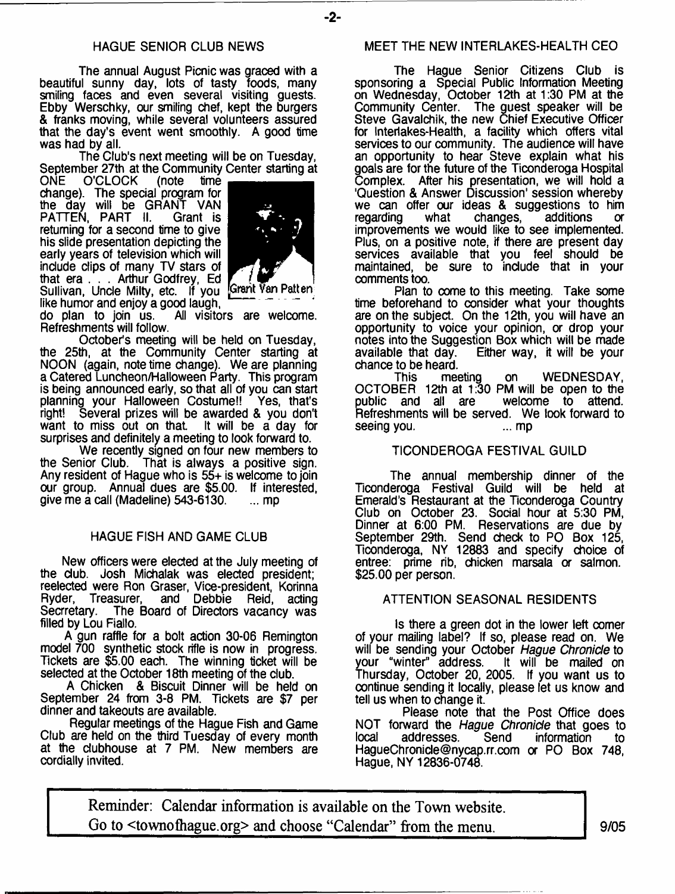## HAGUE SENIOR CLUB NEWS

The annual August Picnic was graced with a beautiful sunny day, lots of tasty foods, many smiling faces and even several visiting guests. Ebby Werschky, our smiling chef, kept the burgers & franks moving, while several volunteers assured that the day's event went smoothly. A good time was had by all.

The Club's next meeting will be on Tuesday, September 27th at the Community Center starting at ONE O'CLOCK (note time change). The special program for the day will be GRANT VAN PATTEN, PART II. Grant is returning for a second time to give his slide presentation depicting the early years of television which will include clips of many TV stars of that era . . . Arthur Godfrey, Ed Sullivan, Uncle Milty, etc. If you like humor and enjoy a good laugh, do plan to join us. All visitors are welcome. Refreshments will follow.

Grant Van Patten

October's meeting will be held on Tuesday, the 25th, at the Community Center starting at NOON (again, note time change). We are planning a Catered Luncheon/Halloween Party. This program is being announced early, so that all of you can start planning your Halloween Costume!! Yes, that's right! Several prizes will be awarded & you don't want to miss out on that. It will be a day for surprises and definitely a meeting to look forward to.

We recently signed on four new members to the Senior Club. That is always a positive sign. Any resident of Hague who is 55+ is welcome to join our group. Annual dues are $5.00. If interested, give me a call (Madeline) 543-6130. ... mp

## HAGUE FISH AND GAME CLUB

New officers were elected at the July meeting of the club. Josh Michalak was elected president; reelected were Ron Graser, Vice-president, Korinna Ryder, Treasurer, and Debbie Reid, acting Secrretary. The Board of Directors vacancy was filled by Lou Fiallo.

A gun raffle for a bolt action 30-06 Remington model 700 synthetic stock rifle is now in progress. Tickets are $5.00 each. The winning ticket will be selected at the October 18th meeting of the club.

A Chicken & Biscuit Dinner will be held on September 24 from 3-8 PM. Tickets are $7 per dinner and takeouts are available.

Regular meetings of the Hague Fish and Game Club are held on the third Tuesday of every month at the clubhouse at 7 PM. New members are cordially invited.

## MEET THE NEW INTERLAKES-HEALTH CEO

The Hague Senior Citizens Club is sponsoring a Special Public Information Meeting on Wednesday, October 12th at 1:30 PM at the Community Center. The guest speaker will be Steve Gavalchik, the new Chief Executive Officer for Interlakes-Health, a facility which offers vital services to our community. The audience will have an opportunity to hear Steve explain what his goals are for the future of the Ticonderoga Hospital Complex. After his presentation, we will hold a 'Question & Answer Discussion' session whereby we can offer our ideas & suggestions to him regarding what changes, additions or improvements we would like to see implemented. Plus, on a positive note, if there are present day services available that you feel should be maintained, be sure to include that in your comments too.

Plan to come to this meeting. Take some time beforehand to consider what your thoughts are on the subject. On the 12th, you will have an opportunity to voice your opinion, or drop your notes into the Suggestion Box which will be made available that day. Either way, it will be your chance to be heard.

This meeting on WEDNESDAY, OCTOBER 12th at 1:30 PM will be open to the public and all are welcome to attend. Refreshments will be served. We look forward to seeing you. ... mp

## TICONDEROGA FESTIVAL GUILD

The annual membership dinner of the Ticonderoga Festival Guild will be held at Emerald's Restaurant at the Ticonderoga Country Club on October 23. Social hour at 5:30 PM, Dinner at 6:00 PM. Reservations are due by September 29th. Send check to PO Box 125, Ticonderoga, NY 12883 and specify choice of entree: prime rib, chicken marsala or salmon. $25.00 per person.

## ATTENTION SEASONAL RESIDENTS

Is there a green dot in the lower left corner of your mailing label? If so, please read on. We will be sending your October *Hague Chronicle* to your "winter" address. It will be mailed on Thursday, October 20, 2005. If you want us to continue sending it locally, please let us know and tell us when to change it.

Please note that the Post Office does NOT forward the *Hague Chronicle* that goes to local addresses. Send information to HagueChronicle@nycap.rr.com or PO Box 748, Hague, NY 12836-0748.

Reminder: Calendar information is available on the Town website. Go to <townofhague.org> and choose "Calendar" from the menu.

9/05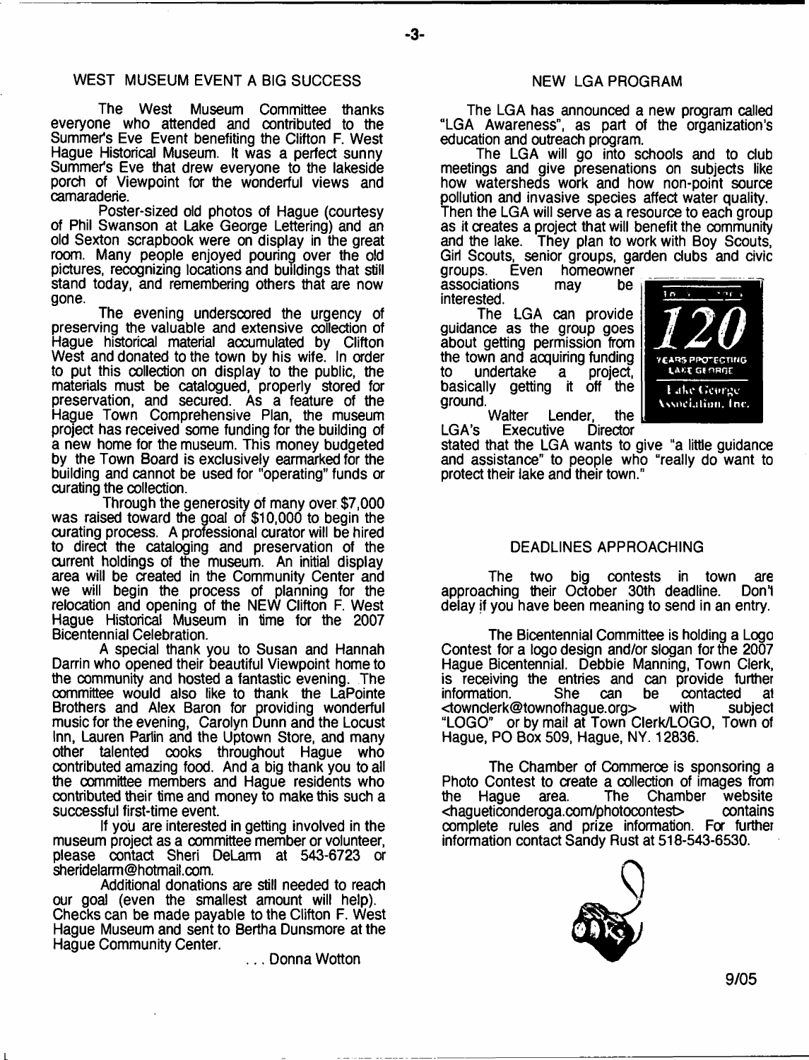## WEST MUSEUM EVENT A BIG SUCCESS

The West Museum Committee thanks everyone who attended and contributed to the Summer's Eve Event benefiting the Clifton F. West Hague Historical Museum. It was a perfect sunny Summer's Eve that drew everyone to the lakeside porch of Viewpoint for the wonderful views and camaraderie.

Poster-sized old photos of Hague (courtesy of Phil Swanson at Lake George Lettering) and an old Sexton scrapbook were on display in the great room. Many people enjoyed pouring over the old pictures, recognizing locations and buildings that still stand today, and remembering others that are now gone.

The evening underscored the urgency of preserving the valuable and extensive collection of Hague historical material accumulated by Clifton West and donated to the town by his wife. In order to put this collection on display to the public, the materials must be catalogued, properly stored for preservation, and secured. As a feature of the Hague Town Comprehensive Plan, the museum project has received some funding for the building of a new home for the museum. This money budgeted by the Town Board is exclusively earmarked for the building and cannot be used for "operating" funds or curating the collection.

Through the generosity of many over $7,000 was raised toward the goal of $10,000 to begin the curating process. A professional curator will be hired to direct the cataloging and preservation of the current holdings of the museum. An initial display area will be created in the Community Center and we will begin the process of planning for the relocation and opening of the NEW Clifton F. West Hague Historical Museum in time for the 2007 Bicentennial Celebration.

A special thank you to Susan and Hannah Darrin who opened their beautiful Viewpoint home to the community and hosted a fantastic evening. The committee would also like to thank the LaPointe Brothers and Alex Baron for providing wonderful music for the evening, Carolyn Dunn and the Locust Inn, Lauren Parlin and the Uptown Store, and many other talented cooks throughout Hague who contributed amazing food. And a big thank you to all the committee members and Hague residents who contributed their time and money to make this such a successful first-time event.

If you are interested in getting involved in the museum project as a committee member or volunteer, please contact Sheri DeLarm at 543-6723 or sheridelarm@hotmail.com.

Additional donations are still needed to reach our goal (even the smallest amount will help). Checks can be made payable to the Clifton F. West Hague Museum and sent to Bertha Dunsmore at the Hague Community Center.

... Donna Wotton

## NEW LGA PROGRAM

The LGA has announced a new program called "LGA Awareness", as part of the organization's education and outreach program.

The LGA will go into schools and to club meetings and give presenations on subjects like how watersheds work and how non-point source pollution and invasive species affect water quality. Then the LGA will serve as a resource to each group as it creates a project that will benefit the community and the lake. They plan to work with Boy Scouts, Girl Scouts, senior groups, garden clubs and civic groups. Even homeowner associations may be interested.

The LGA can provide guidance as the group goes about getting permission from the town and acquiring funding to undertake a project, basically getting it off the ground.

Walter Lender, the LGA's Executive Director stated that the LGA wants to give "a little guidance and assistance" to people who "really do want to protect their lake and their town."

## DEADLINES APPROACHING

The two big contests in town are approaching their October 30th deadline. Don't delay if you have been meaning to send in an entry.

The Bicentennial Committee is holding a Logo Contest for a logo design and/or slogan for the 2007 Hague Bicentennial. Debbie Manning, Town Clerk, is receiving the entries and can provide further information. She can be contacted at <townclerk@townofhague.org> with subject "LOGO" or by mail at Town Clerk/LOGO, Town of Hague, PO Box 509, Hague, NY. 12836.

The Chamber of Commerce is sponsoring a Photo Contest to create a collection of images from the Hague area. The Chamber website <hagueticonderoga.com/photocontest> contains complete rules and prize information. For further information contact Sandy Rust at 518-543-6530.

9/05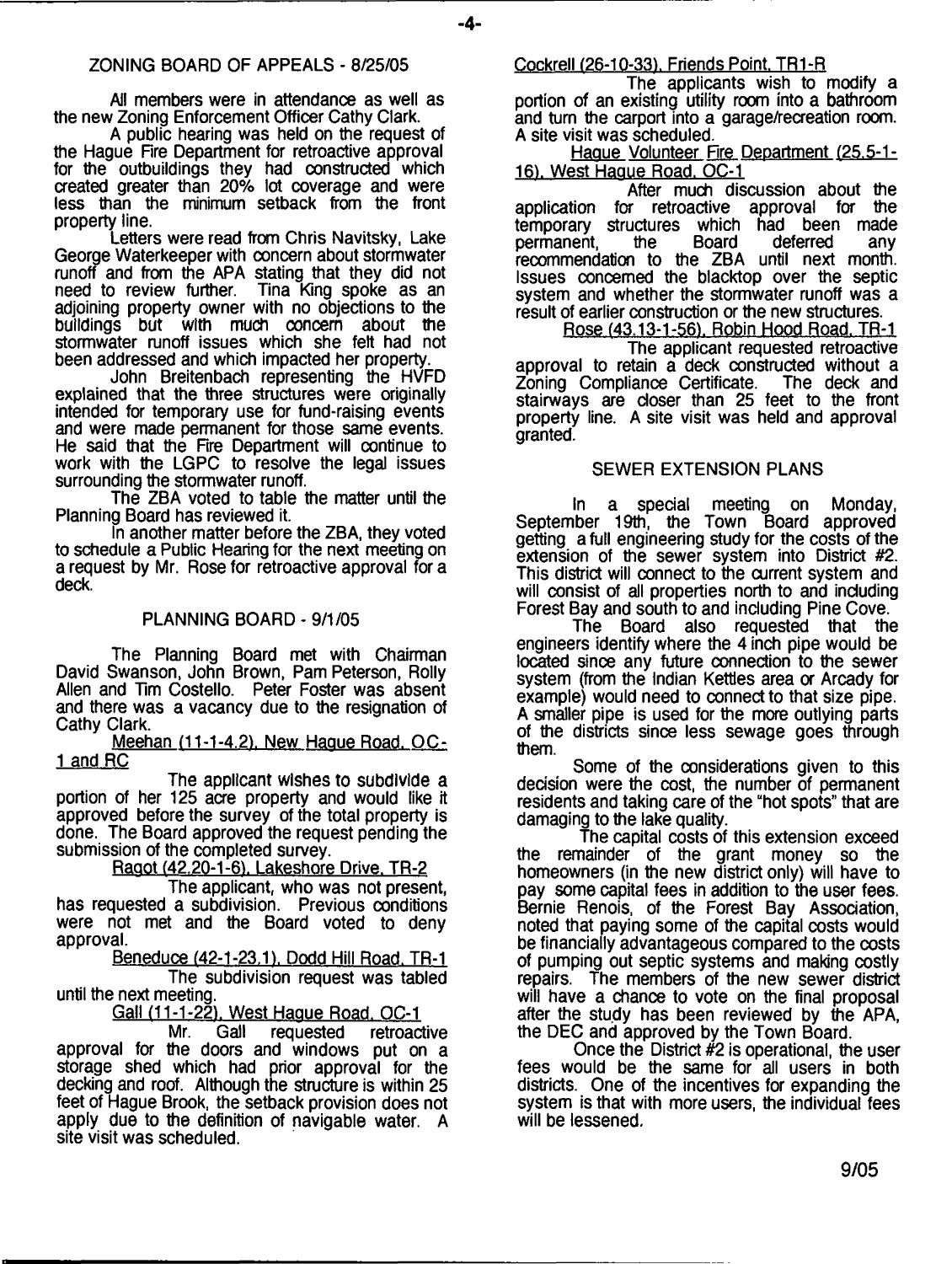## ZONING BOARD OF APPEALS - 8/25/05

All members were in attendance as well as the new Zoning Enforcement Officer Cathy Clark.

A public hearing was held on the request of the Hague Fire Department for retroactive approval for the outbuildings they had constructed which created greater than 20% lot coverage and were less than the minimum setback from the front property line.

Letters were read from Chris Navitsky, Lake George Waterkeeper with concern about stormwater runoff and from the APA stating that they did not need to review further. Tina King spoke as an adjoining property owner with no objections to the buildings but with much concern about the stormwater runoff issues which she felt had not been addressed and which impacted her property.

John Breitenbach representing the HVFD explained that the three structures were originally intended for temporary use for fund-raising events and were made permanent for those same events. He said that the Fire Department will continue to work with the LGPC to resolve the legal issues surrounding the stormwater runoff.

The ZBA voted to table the matter until the Planning Board has reviewed it.

In another matter before the ZBA, they voted to schedule a Public Hearing for the next meeting on a request by Mr. Rose for retroactive approval for a deck.

## PLANNING BOARD - 9/1/05

The Planning Board met with Chairman David Swanson, John Brown, Pam Peterson, Rolly Allen and Tim Costello. Peter Foster was absent and there was a vacancy due to the resignation of Cathy Clark.

Meehan (11-1-4.2), New Hague Road, OC-1 and RC

The applicant wishes to subdivide a portion of her 125 acre property and would like it approved before the survey of the total property is done. The Board approved the request pending the submission of the completed survey.

Ragot (42.20-1-6), Lakeshore Drive, TR-2

The applicant, who was not present, has requested a subdivision. Previous conditions were not met and the Board voted to deny approval.

Beneduce (42-1-23.1), Dodd Hill Road, TR-1

The subdivision request was tabled until the next meeting.

Gall (11-1-22), West Hague Road, OC-1

Mr. Gall requested retroactive approval for the doors and windows put on a storage shed which had prior approval for the decking and roof. Although the structure is within 25 feet of Hague Brook, the setback provision does not apply due to the definition of navigable water. A site visit was scheduled.

Cockrell (26-10-33), Friends Point, TR1-R

The applicants wish to modify a portion of an existing utility room into a bathroom and turn the carport into a garage/recreation room. A site visit was scheduled.

Hague Volunteer Fire Department (25.5-1-16), West Hague Road, OC-1

After much discussion about the application for retroactive approval for the temporary structures which had been made permanent, the Board deferred any recommendation to the ZBA until next month. Issues concerned the blacktop over the septic system and whether the stormwater runoff was a result of earlier construction or the new structures.

Rose (43.13-1-56), Robin Hood Road, TR-1

The applicant requested retroactive approval to retain a deck constructed without a Zoning Compliance Certificate. The deck and stairways are closer than 25 feet to the front property line. A site visit was held and approval granted.

## SEWER EXTENSION PLANS

In a special meeting on Monday, September 19th, the Town Board approved getting a full engineering study for the costs of the extension of the sewer system into District #2. This district will connect to the current system and will consist of all properties north to and including Forest Bay and south to and including Pine Cove.

The Board also requested that the engineers identify where the 4 inch pipe would be located since any future connection to the sewer system (from the Indian Kettles area or Arcady for example) would need to connect to that size pipe. A smaller pipe is used for the more outlying parts of the districts since less sewage goes through them.

Some of the considerations given to this decision were the cost, the number of permanent residents and taking care of the "hot spots" that are damaging to the lake quality.

The capital costs of this extension exceed the remainder of the grant money so the homeowners (in the new district only) will have to pay some capital fees in addition to the user fees. Bernie Renois, of the Forest Bay Association, noted that paying some of the capital costs would be financially advantageous compared to the costs of pumping out septic systems and making costly repairs. The members of the new sewer district will have a chance to vote on the final proposal after the study has been reviewed by the APA, the DEC and approved by the Town Board.

Once the District #2 is operational, the user fees would be the same for all users in both districts. One of the incentives for expanding the system is that with more users, the individual fees will be lessened.

9/05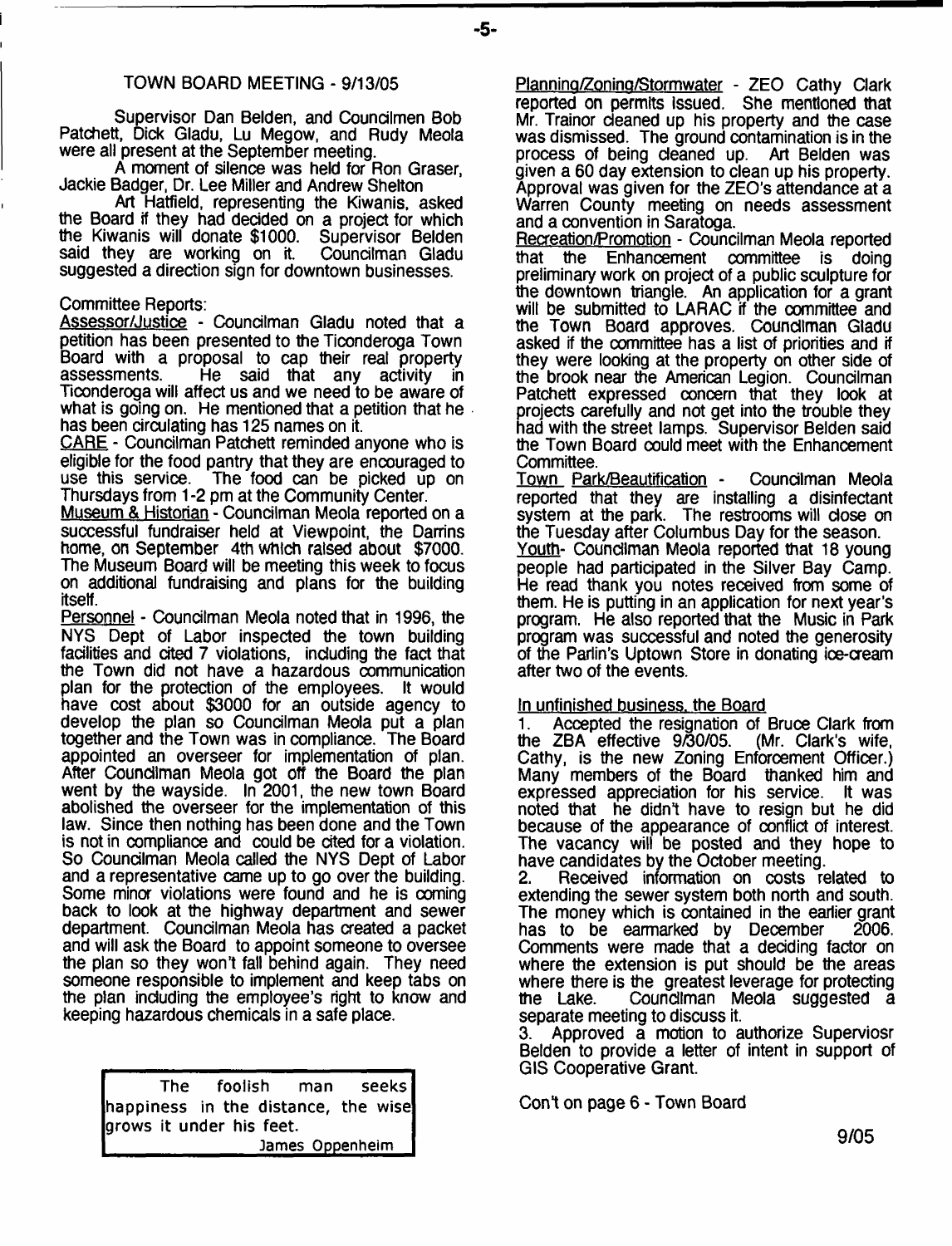## TOWN BOARD MEETING - 9/13/05

Supervisor Dan Belden, and Councilmen Bob Patchett, Dick Gladu, Lu Megow, and Rudy Meola were all present at the September meeting.

A moment of silence was held for Ron Graser, Jackie Badger, Dr. Lee Miller and Andrew Shelton

Art Hatfield, representing the Kiwanis, asked the Board if they had decided on a project for which the Kiwanis will donate $1000. Supervisor Belden said they are working on it. Councilman Gladu suggested a direction sign for downtown businesses.

Committee Reports:

Assessor/Justice - Councilman Gladu noted that a petition has been presented to the Ticonderoga Town Board with a proposal to cap their real property assessments. He said that any activity in Ticonderoga will affect us and we need to be aware of what is going on. He mentioned that a petition that he has been circulating has 125 names on it.

CARE - Councilman Patchett reminded anyone who is eligible for the food pantry that they are encouraged to use this service. The food can be picked up on Thursdays from 1-2 pm at the Community Center.

Museum & Historian - Councilman Meola reported on a successful fundraiser held at Viewpoint, the Darrins home, on September 4th which raised about $7000. The Museum Board will be meeting this week to focus on additional fundraising and plans for the building itself.

Personnel - Councilman Meola noted that in 1996, the NYS Dept of Labor inspected the town building facilities and cited 7 violations, including the fact that the Town did not have a hazardous communication plan for the protection of the employees. It would have cost about $3000 for an outside agency to develop the plan so Councilman Meola put a plan together and the Town was in compliance. The Board appointed an overseer for implementation of plan. After Councilman Meola got off the Board the plan went by the wayside. In 2001, the new town Board abolished the overseer for the implementation of this law. Since then nothing has been done and the Town is not in compliance and could be cited for a violation. So Councilman Meola called the NYS Dept of Labor and a representative came up to go over the building. Some minor violations were found and he is coming back to look at the highway department and sewer department. Councilman Meola has created a packet and will ask the Board to appoint someone to oversee the plan so they won't fall behind again. They need someone responsible to implement and keep tabs on the plan including the employee's right to know and keeping hazardous chemicals in a safe place.

> The foolish man seeks happiness in the distance, the wise grows it under his feet.
>
> James Oppenheim

Planning/Zoning/Stormwater - ZEO Cathy Clark reported on permits issued. She mentioned that Mr. Trainor cleaned up his property and the case was dismissed. The ground contamination is in the process of being cleaned up. Art Belden was given a 60 day extension to clean up his property. Approval was given for the ZEO's attendance at a Warren County meeting on needs assessment and a convention in Saratoga.

Recreation/Promotion - Councilman Meola reported that the Enhancement committee is doing preliminary work on project of a public sculpture for the downtown triangle. An application for a grant will be submitted to LARAC if the committee and the Town Board approves. Councilman Gladu asked if the committee has a list of priorities and if they were looking at the property on other side of the brook near the American Legion. Councilman Patchett expressed concern that they look at projects carefully and not get into the trouble they had with the street lamps. Supervisor Belden said the Town Board could meet with the Enhancement Committee.

Town Park/Beautification - Councilman Meola reported that they are installing a disinfectant system at the park. The restrooms will close on the Tuesday after Columbus Day for the season.

Youth- Councilman Meola reported that 18 young people had participated in the Silver Bay Camp. He read thank you notes received from some of them. He is putting in an application for next year's program. He also reported that the Music in Park program was successful and noted the generosity of the Parlin's Uptown Store in donating ice-cream after two of the events.

In unfinished business, the Board

1. Accepted the resignation of Bruce Clark from the ZBA effective 9/30/05. (Mr. Clark's wife, Cathy, is the new Zoning Enforcement Officer.) Many members of the Board thanked him and expressed appreciation for his service. It was noted that he didn't have to resign but he did because of the appearance of conflict of interest. The vacancy will be posted and they hope to have candidates by the October meeting.
2. Received information on costs related to extending the sewer system both north and south. The money which is contained in the earlier grant has to be earmarked by December 2006. Comments were made that a deciding factor on where the extension is put should be the areas where there is the greatest leverage for protecting the Lake. Councilman Meola suggested a separate meeting to discuss it.
3. Approved a motion to authorize Superviosr Belden to provide a letter of intent in support of GIS Cooperative Grant.

Con't on page 6 - Town Board

9/05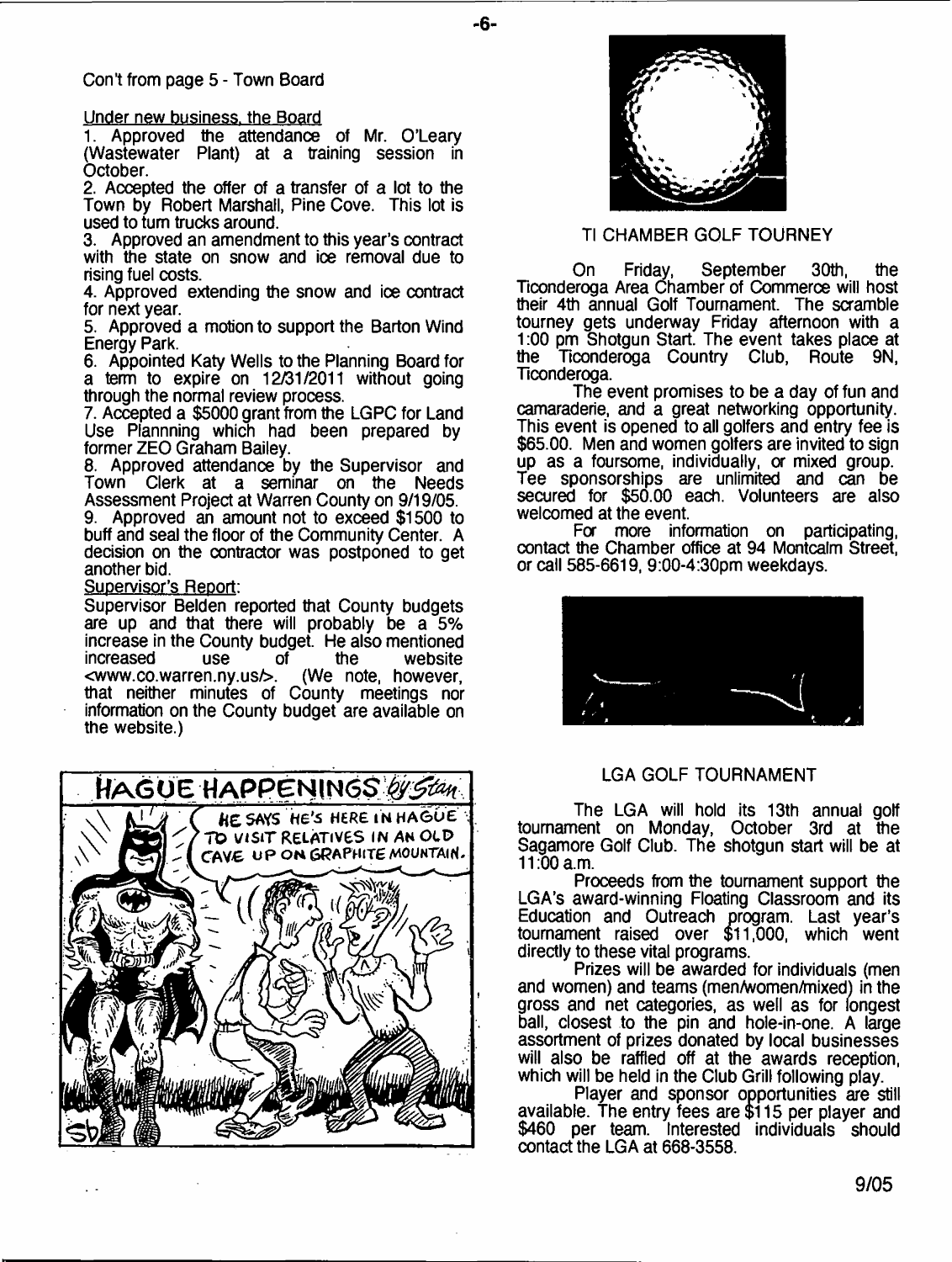Con't from page 5 - Town Board

Under new business, the Board

1. Approved the attendance of Mr. O'Leary (Wastewater Plant) at a training session in October.
2. Accepted the offer of a transfer of a lot to the Town by Robert Marshall, Pine Cove. This lot is used to turn trucks around.
3. Approved an amendment to this year's contract with the state on snow and ice removal due to rising fuel costs.
4. Approved extending the snow and ice contract for next year.
5. Approved a motion to support the Barton Wind Energy Park.
6. Appointed Katy Wells to the Planning Board for a term to expire on 12/31/2011 without going through the normal review process.
7. Accepted a $5000 grant from the LGPC for Land Use Plannning which had been prepared by former ZEO Graham Bailey.
8. Approved attendance by the Supervisor and Town Clerk at a seminar on the Needs Assessment Project at Warren County on 9/19/05.
9. Approved an amount not to exceed $1500 to buff and seal the floor of the Community Center. A decision on the contractor was postponed to get another bid.

Supervisor's Report:

Supervisor Belden reported that County budgets are up and that there will probably be a 5% increase in the County budget. He also mentioned increased use of the website <www.co.warren.ny.us/>. (We note, however, that neither minutes of County meetings nor information on the County budget are available on the website.)

HAGUE HAPPENINGS by Stan

HE SAYS HE'S HERE IN HAGUE TO VISIT RELATIVES IN AN OLD CAVE UP ON GRAPHITE MOUNTAIN.

## TI CHAMBER GOLF TOURNEY

On Friday, September 30th, the Ticonderoga Area Chamber of Commerce will host their 4th annual Golf Tournament. The scramble tourney gets underway Friday afternoon with a 1:00 pm Shotgun Start. The event takes place at the Ticonderoga Country Club, Route 9N, Ticonderoga.

The event promises to be a day of fun and camaraderie, and a great networking opportunity. This event is opened to all golfers and entry fee is $65.00. Men and women golfers are invited to sign up as a foursome, individually, or mixed group. Tee sponsorships are unlimited and can be secured for $50.00 each. Volunteers are also welcomed at the event.

For more information on participating, contact the Chamber office at 94 Montcalm Street, or call 585-6619, 9:00-4:30pm weekdays.

## LGA GOLF TOURNAMENT

The LGA will hold its 13th annual golf tournament on Monday, October 3rd at the Sagamore Golf Club. The shotgun start will be at 11:00 a.m.

Proceeds from the tournament support the LGA's award-winning Floating Classroom and its Education and Outreach program. Last year's tournament raised over $11,000, which went directly to these vital programs.

Prizes will be awarded for individuals (men and women) and teams (men/women/mixed) in the gross and net categories, as well as for longest ball, closest to the pin and hole-in-one. A large assortment of prizes donated by local businesses will also be raffled off at the awards reception, which will be held in the Club Grill following play.

Player and sponsor opportunities are still available. The entry fees are $115 per player and $460 per team. Interested individuals should contact the LGA at 668-3558.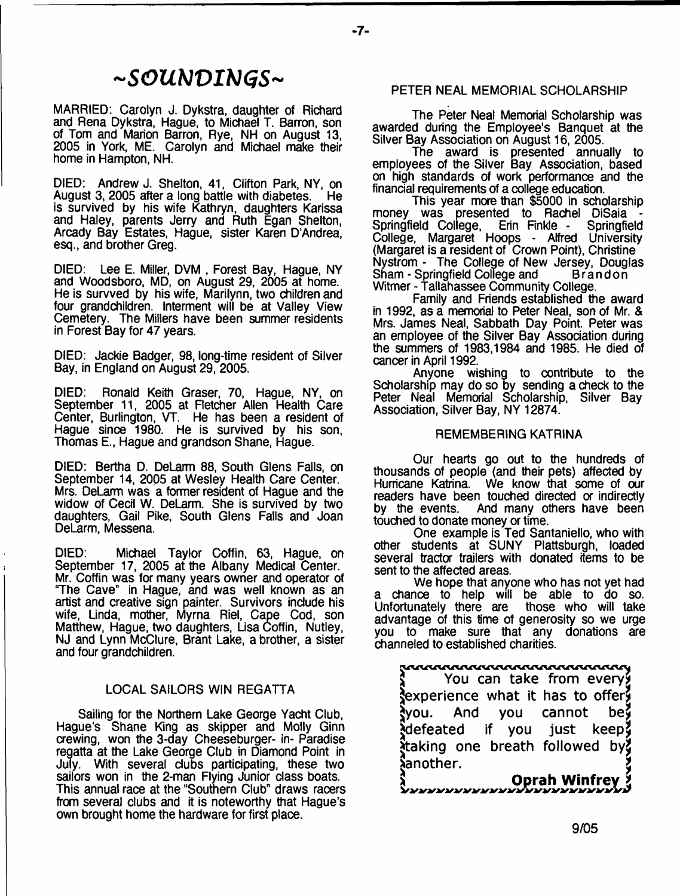# ~SOUNDINGS~

MARRIED: Carolyn J. Dykstra, daughter of Richard and Rena Dykstra, Hague, to Michael T. Barron, son of Tom and Marion Barron, Rye, NH on August 13, 2005 in York, ME. Carolyn and Michael make their home in Hampton, NH.

DIED: Andrew J. Shelton, 41, Clifton Park, NY, on August 3, 2005 after a long battle with diabetes. He is survived by his wife Kathryn, daughters Karissa and Haley, parents Jerry and Ruth Egan Shelton, Arcady Bay Estates, Hague, sister Karen D'Andrea, esq., and brother Greg.

DIED: Lee E. Miller, DVM , Forest Bay, Hague, NY and Woodsboro, MD, on August 29, 2005 at home. He is survved by his wife, Marilynn, two children and four grandchildren. Interment will be at Valley View Cemetery. The Millers have been summer residents in Forest Bay for 47 years.

DIED: Jackie Badger, 98, long-time resident of Silver Bay, in England on August 29, 2005.

DIED: Ronald Keith Graser, 70, Hague, NY, on September 11, 2005 at Fletcher Allen Health Care Center, Burlington, VT. He has been a resident of Hague since 1980. He is survived by his son, Thomas E., Hague and grandson Shane, Hague.

DIED: Bertha D. DeLarm 88, South Glens Falls, on September 14, 2005 at Wesley Health Care Center. Mrs. DeLarm was a former resident of Hague and the widow of Cecil W. DeLarm. She is survived by two daughters, Gail Pike, South Glens Falls and Joan DeLarm, Messena.

DIED: Michael Taylor Coffin, 63, Hague, on September 17, 2005 at the Albany Medical Center. Mr. Coffin was for many years owner and operator of "The Cave" in Hague, and was well known as an artist and creative sign painter. Survivors include his wife, Linda, mother, Myrna Riel, Cape Cod, son Matthew, Hague, two daughters, Lisa Coffin, Nutley, NJ and Lynn McClure, Brant Lake, a brother, a sister and four grandchildren.

## LOCAL SAILORS WIN REGATTA

Sailing for the Northern Lake George Yacht Club, Hague's Shane King as skipper and Molly Ginn crewing, won the 3-day Cheeseburger- in- Paradise regatta at the Lake George Club in Diamond Point in July. With several clubs participating, these two sailors won in the 2-man Flying Junior class boats. This annual race at the "Southern Club" draws racers from several clubs and it is noteworthy that Hague's own brought home the hardware for first place.

## PETER NEAL MEMORIAL SCHOLARSHIP

The Peter Neal Memorial Scholarship was awarded during the Employee's Banquet at the Silver Bay Association on August 16, 2005.

The award is presented annually to employees of the Silver Bay Association, based on high standards of work performance and the financial requirements of a college education.

This year more than $5000 in scholarship money was presented to Rachel DiSaia - Springfield College, Erin Finkle - Springfield College, Margaret Hoops - Alfred University (Margaret is a resident of Crown Point), Christine Nystrom - The College of New Jersey, Douglas Sham - Springfield College and Brandon Witmer - Tallahassee Community College.

Family and Friends established the award in 1992, as a memorial to Peter Neal, son of Mr. & Mrs. James Neal, Sabbath Day Point. Peter was an employee of the Silver Bay Association during the summers of 1983,1984 and 1985. He died of cancer in April 1992.

Anyone wishing to contribute to the Scholarship may do so by sending a check to the Peter Neal Memorial Scholarship, Silver Bay Association, Silver Bay, NY 12874.

## REMEMBERING KATRINA

Our hearts go out to the hundreds of thousands of people (and their pets) affected by Hurricane Katrina. We know that some of our readers have been touched directed or indirectly by the events. And many others have been touched to donate money or time.

One example is Ted Santaniello, who with other students at SUNY Plattsburgh, loaded several tractor trailers with donated items to be sent to the affected areas.

We hope that anyone who has not yet had a chance to help will be able to do so. Unfortunately there are those who will take advantage of this time of generosity so we urge you to make sure that any donations are channeled to established charities.

> You can take from every experience what it has to offer you. And you cannot be defeated if you just keep taking one breath followed by another.
>
> **Oprah Winfrey**

9/05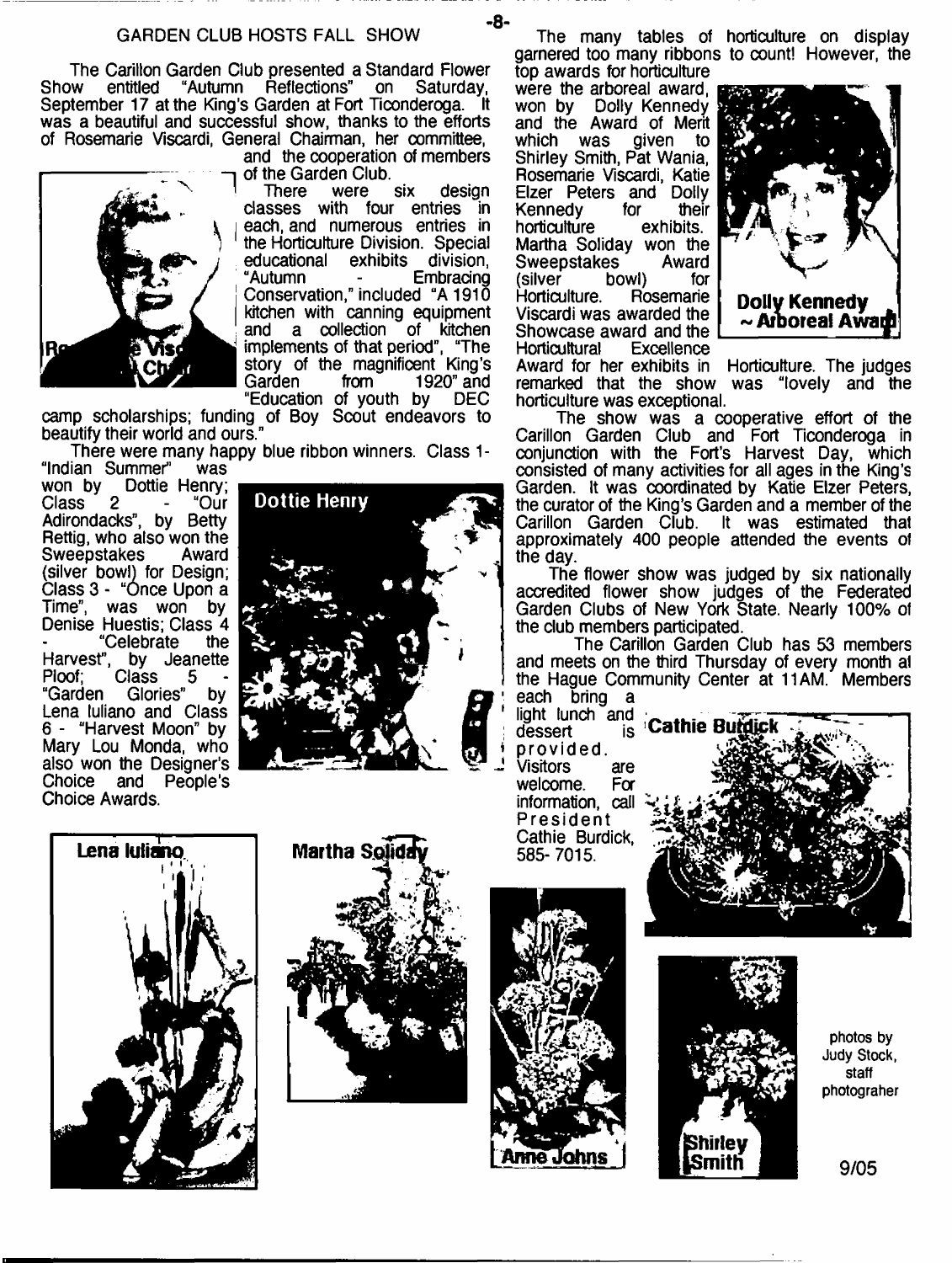## GARDEN CLUB HOSTS FALL SHOW

The Carillon Garden Club presented a Standard Flower Show entitled "Autumn Reflections" on Saturday, September 17 at the King's Garden at Fort Ticonderoga. It was a beautiful and successful show, thanks to the efforts of Rosemarie Viscardi, General Chairman, her committee, and the cooperation of members of the Garden Club.

There were six design classes with four entries in each, and numerous entries in the Horticulture Division. Special educational exhibits division, "Autumn - Embracing Conservation," included "A 1910 kitchen with canning equipment and a collection of kitchen implements of that period", "The story of the magnificent King's Garden from 1920" and "Education of youth by DEC camp scholarships; funding of Boy Scout endeavors to beautify their world and ours."

Ro... Visc... Ch...

There were many happy blue ribbon winners. Class 1- "Indian Summer" was won by Dottie Henry; Class 2 - "Our Adirondacks", by Betty Rettig, who also won the Sweepstakes Award (silver bowl) for Design; Class 3 - "Once Upon a Time", was won by Denise Huestis; Class 4 - "Celebrate the Harvest", by Jeanette Ploof; Class 5 - "Garden Glories" by Lena Iuliano and Class 6 - "Harvest Moon" by Mary Lou Monda, who also won the Designer's Choice and People's Choice Awards.

Dottie Henry

Lena Iuliano

Martha Soliday

The many tables of horticulture on display garnered too many ribbons to count! However, the top awards for horticulture were the arboreal award, won by Dolly Kennedy and the Award of Merit which was given to Shirley Smith, Pat Wania, Rosemarie Viscardi, Katie Elzer Peters and Dolly Kennedy for their horticulture exhibits. Martha Soliday won the Sweepstakes Award (silver bowl) for Horticulture. Rosemarie Viscardi was awarded the Showcase award and the Horticultural Excellence Award for her exhibits in Horticulture. The judges remarked that the show was "lovely and the horticulture was exceptional.

Dolly Kennedy ~ Arboreal Award

The show was a cooperative effort of the Carillon Garden Club and Fort Ticonderoga in conjunction with the Fort's Harvest Day, which consisted of many activities for all ages in the King's Garden. It was coordinated by Katie Elzer Peters, the curator of the King's Garden and a member of the Carillon Garden Club. It was estimated that approximately 400 people attended the events of the day.

The flower show was judged by six nationally accredited flower show judges of the Federated Garden Clubs of New York State. Nearly 100% of the club members participated.

The Carillon Garden Club has 53 members and meets on the third Thursday of every month at the Hague Community Center at 11AM. Members each bring a light lunch and dessert is provided. Visitors are welcome. For information, call President Cathie Burdick, 585-7015.

Cathie Burdick

Anne Johns

Shirley Smith

photos by Judy Stock, staff photograher

9/05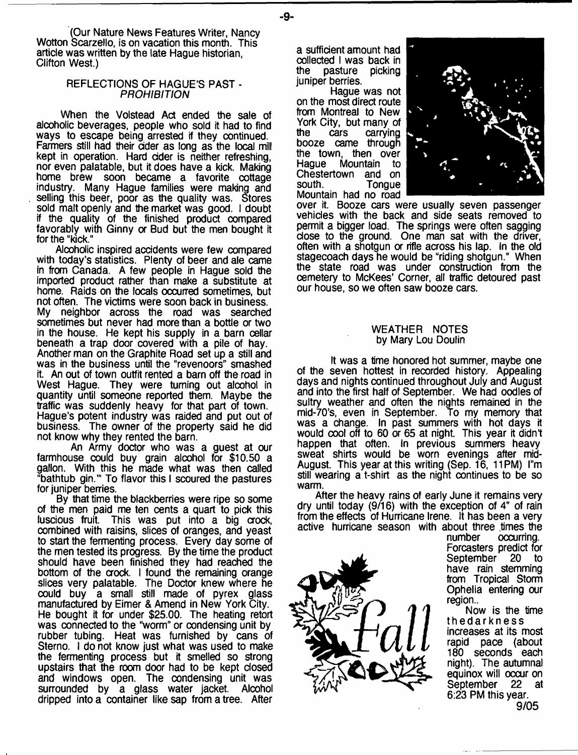(Our Nature News Features Writer, Nancy Wotton Scarzello, is on vacation this month. This article was written by the late Hague historian, Clifton West.)

## REFLECTIONS OF HAGUE'S PAST - *PROHIBITION*

When the Volstead Act ended the sale of alcoholic beverages, people who sold it had to find ways to escape being arrested if they continued. Farmers still had their cider as long as the local mill kept in operation. Hard cider is neither refreshing, nor even palatable, but it does have a kick. Making home brew soon became a favorite cottage industry. Many Hague families were making and selling this beer, poor as the quality was. Stores sold malt openly and the market was good. I doubt if the quality of the finished product compared favorably with Ginny or Bud but the men bought it for the "kick."

Alcoholic inspired accidents were few compared with today's statistics. Plenty of beer and ale came in from Canada. A few people in Hague sold the imported product rather than make a substitute at home. Raids on the locals occurred sometimes, but not often. The victims were soon back in business. My neighbor across the road was searched sometimes but never had more than a bottle or two in the house. He kept his supply in a barn cellar beneath a trap door covered with a pile of hay. Another man on the Graphite Road set up a still and was in the business until the "revenoors" smashed it. An out of town outfit rented a barn off the road in West Hague. They were turning out alcohol in quantity until someone reported them. Maybe the traffic was suddenly heavy for that part of town. Hague's potent industry was raided and put out of business. The owner of the property said he did not know why they rented the barn.

An Army doctor who was a guest at our farmhouse could buy grain alcohol for $10.50 a gallon. With this he made what was then called "bathtub gin."' To flavor this I scoured the pastures for juniper berries.

By that time the blackberries were ripe so some of the men paid me ten cents a quart to pick this luscious fruit. This was put into a big crock, combined with raisins, slices of oranges, and yeast to start the fermenting process. Every day some of the men tested its progress. By the time the product should have been finished they had reached the bottom of the crock. I found the remaining orange slices very palatable. The Doctor knew where he could buy a small still made of pyrex glass manufactured by Eimer & Amend in New York City. He bought it for under $25.00. The heating retort was connected to the "worm" or condensing unit by rubber tubing. Heat was furnished by cans of Sterno. I do not know just what was used to make the fermenting process but it smelled so strong upstairs that the room door had to be kept closed and windows open. The condensing unit was surrounded by a glass water jacket. Alcohol dripped into a container like sap from a tree. After a sufficient amount had collected I was back in the pasture picking juniper berries.

Hague was not on the most direct route from Montreal to New York City, but many of the cars carrying booze came through the town, then over Hague Mountain to Chestertown and on south. Tongue Mountain had no road over it. Booze cars were usually seven passenger vehicles with the back and side seats removed to permit a bigger load. The springs were often sagging close to the ground. One man sat with the driver, often with a shotgun or rifle across his lap. In the old stagecoach days he would be "riding shotgun." When the state road was under construction from the cemetery to McKees' Corner, all traffic detoured past our house, so we often saw booze cars.

## WEATHER NOTES
by Mary Lou Doulin

It was a time honored hot summer, maybe one of the seven hottest in recorded history. Appealing days and nights continued throughout July and August and into the first half of September. We had oodles of sultry weather and often the nights remained in the mid-70's, even in September. To my memory that was a change. In past summers with hot days it would cool off to 60 or 65 at night. This year it didn't happen that often. In previous summers heavy sweat shirts would be worn evenings after mid-August. This year at this writing (Sep. 16, 11PM) I"m still wearing a t-shirt as the night continues to be so warm.

After the heavy rains of early June it remains very dry until today (9/16) with the exception of 4" of rain from the effects of Hurricane Irene. It has been a very active hurricane season with about three times the number occurring. Forcasters predict for September 20 to have rain stemming from Tropical Storm Ophelia entering our region..

Now is the time the darkness increases at its most rapid pace (about 180 seconds each night). The autumnal equinox will occur on September 22 at 6:23 PM this year.

9/05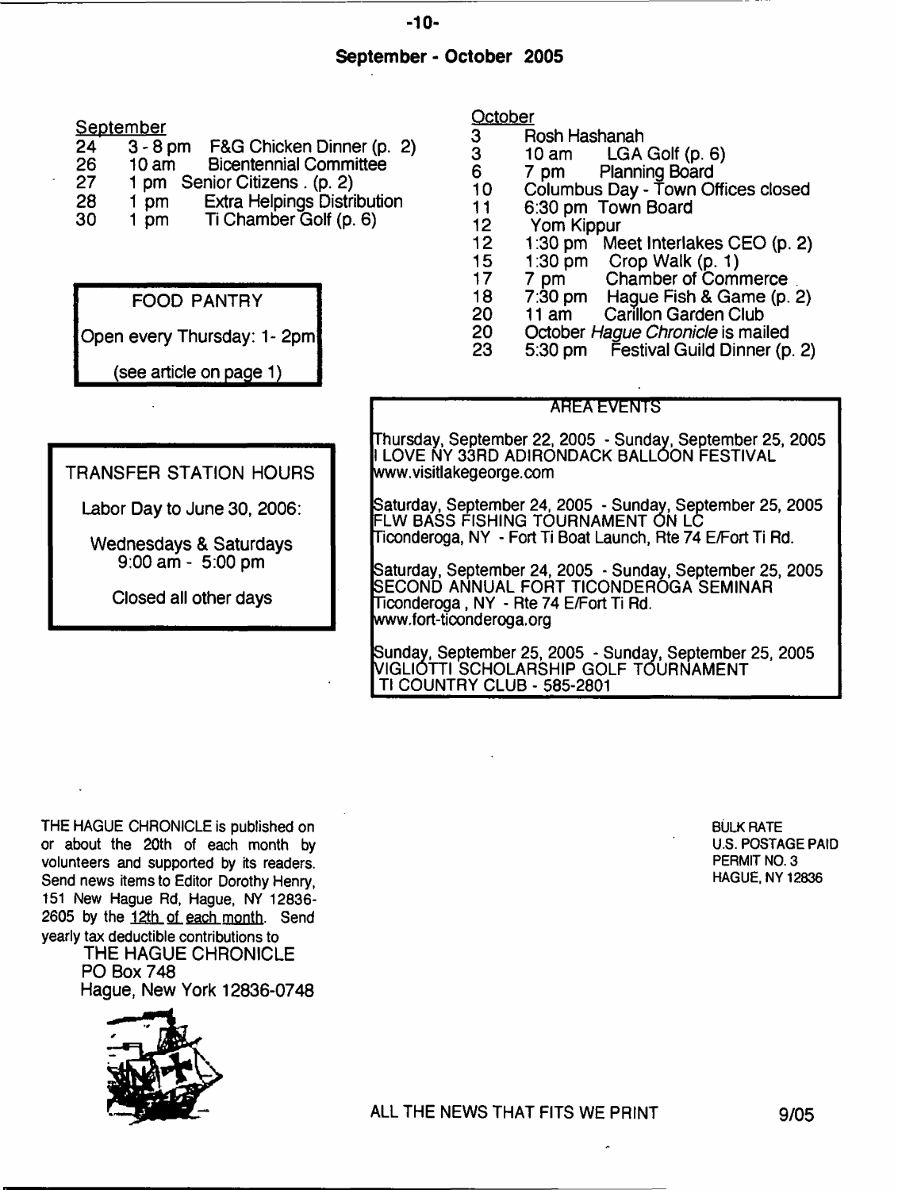## September - October 2005

September

| | | |
|---|---|---|
| 24 | 3 - 8 pm | F&G Chicken Dinner (p. 2) |
| 26 | 10 am | Bicentennial Committee |
| 27 | 1 pm | Senior Citizens . (p. 2) |
| 28 | 1 pm | Extra Helpings Distribution |
| 30 | 1 pm | Ti Chamber Golf (p. 6) |

October

| | | |
|---|---|---|
| 3 | | Rosh Hashanah |
| 3 | 10 am | LGA Golf (p. 6) |
| 6 | 7 pm | Planning Board |
| 10 | | Columbus Day - Town Offices closed |
| 11 | 6:30 pm | Town Board |
| 12 | | Yom Kippur |
| 12 | 1:30 pm | Meet Interlakes CEO (p. 2) |
| 15 | 1:30 pm | Crop Walk (p. 1) |
| 17 | 7 pm | Chamber of Commerce |
| 18 | 7:30 pm | Hague Fish & Game (p. 2) |
| 20 | 11 am | Carillon Garden Club |
| 20 | | October *Hague Chronicle* is mailed |
| 23 | 5:30 pm | Festival Guild Dinner (p. 2) |

FOOD PANTRY

Open every Thursday: 1- 2pm

(see article on page 1)

TRANSFER STATION HOURS

Labor Day to June 30, 2006:

Wednesdays & Saturdays
9:00 am - 5:00 pm

Closed all other days

AREA EVENTS

Thursday, September 22, 2005 - Sunday, September 25, 2005
I LOVE NY 33RD ADIRONDACK BALLOON FESTIVAL
www.visitlakegeorge.com

Saturday, September 24, 2005 - Sunday, September 25, 2005
FLW BASS FISHING TOURNAMENT ON LC
Ticonderoga, NY - Fort Ti Boat Launch, Rte 74 E/Fort Ti Rd.

Saturday, September 24, 2005 - Sunday, September 25, 2005
SECOND ANNUAL FORT TICONDEROGA SEMINAR
Ticonderoga, NY - Rte 74 E/Fort Ti Rd.
www.fort-ticonderoga.org

Sunday, September 25, 2005 - Sunday, September 25, 2005
VIGLIOTTI SCHOLARSHIP GOLF TOURNAMENT
TI COUNTRY CLUB - 585-2801

THE HAGUE CHRONICLE is published on or about the 20th of each month by volunteers and supported by its readers. Send news items to Editor Dorothy Henry, 151 New Hague Rd, Hague, NY 12836-2605 by the 12th of each month. Send yearly tax deductible contributions to

THE HAGUE CHRONICLE
PO Box 748
Hague, New York 12836-0748

BULK RATE
U.S. POSTAGE PAID
PERMIT NO. 3
HAGUE, NY 12836

ALL THE NEWS THAT FITS WE PRINT

9/05